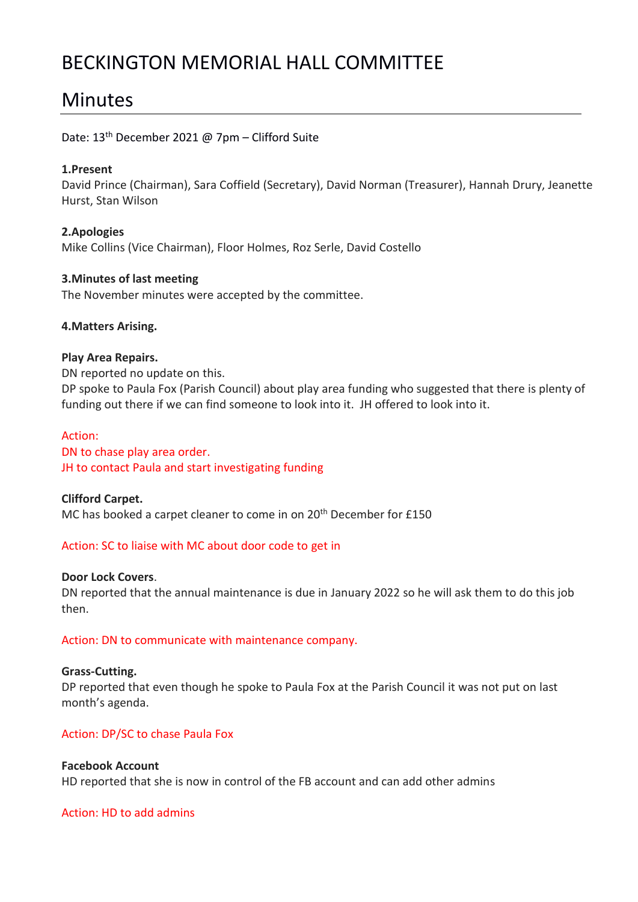# BECKINGTON MEMORIAL HALL COMMITTEE

# Minutes

Date: 13th December 2021 @ 7pm – Clifford Suite

**1.Present**

David Prince (Chairman), Sara Coffield (Secretary), David Norman (Treasurer), Hannah Drury, Jeanette Hurst, Stan Wilson

**2.Apologies**

Mike Collins (Vice Chairman), Floor Holmes, Roz Serle, David Costello

**3.Minutes of last meeting**

The November minutes were accepted by the committee.

**4.Matters Arising.**

**Play Area Repairs.**

DN reported no update on this.

DP spoke to Paula Fox (Parish Council) about play area funding who suggested that there is plenty of funding out there if we can find someone to look into it. JH offered to look into it.

Action:

DN to chase play area order.

JH to contact Paula and start investigating funding

**Clifford Carpet.**

MC has booked a carpet cleaner to come in on 20th December for £150

Action: SC to liaise with MC about door code to get in

**Door Lock Covers**.

DN reported that the annual maintenance is due in January 2022 so he will ask them to do this job then.

Action: DN to communicate with maintenance company.

**Grass-Cutting.**

DP reported that even though he spoke to Paula Fox at the Parish Council it was not put on last month's agenda.

Action: DP/SC to chase Paula Fox

**Facebook Account**

HD reported that she is now in control of the FB account and can add other admins

Action: HD to add admins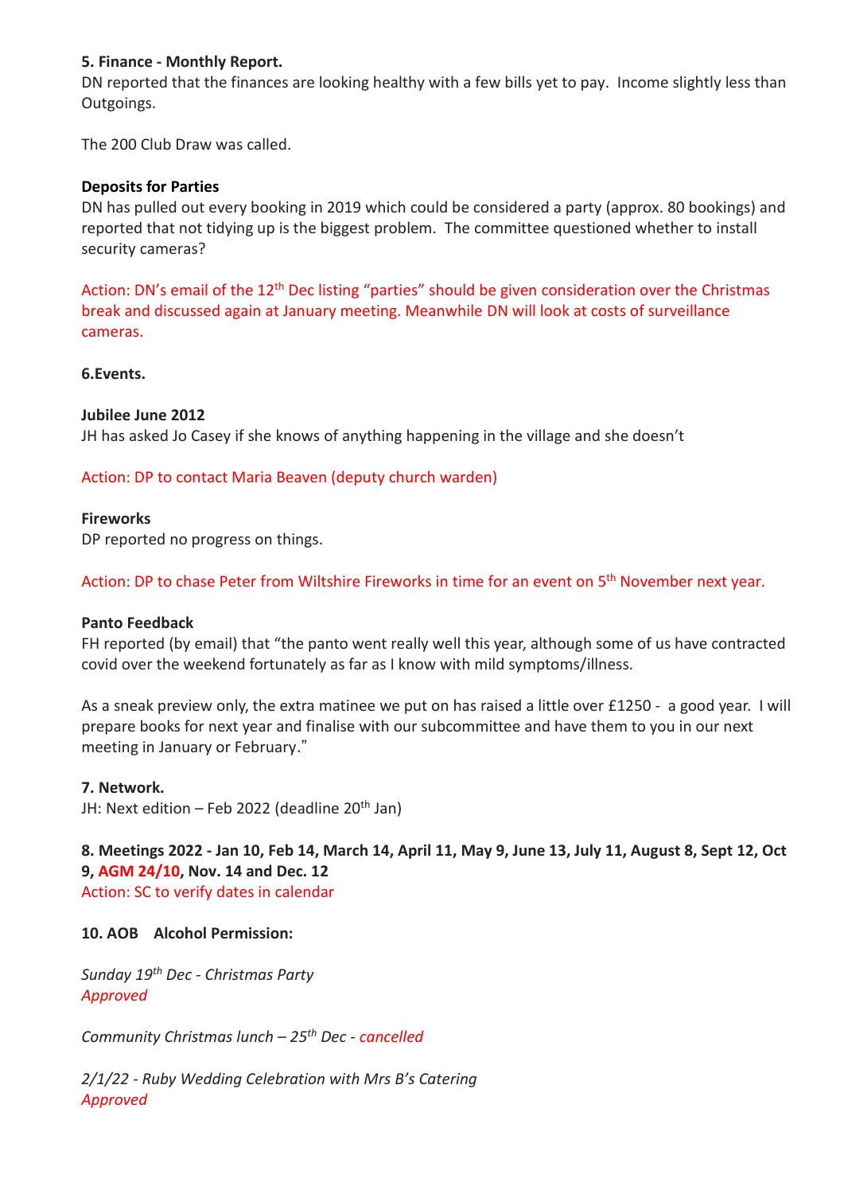**5. Finance - Monthly Report.**
DN reported that the finances are looking healthy with a few bills yet to pay. Income slightly less than Outgoings.

The 200 Club Draw was called.

**Deposits for Parties**
DN has pulled out every booking in 2019 which could be considered a party (approx. 80 bookings) and reported that not tidying up is the biggest problem. The committee questioned whether to install security cameras?

Action: DN's email of the 12th Dec listing "parties" should be given consideration over the Christmas break and discussed again at January meeting. Meanwhile DN will look at costs of surveillance cameras.

**6.Events.**

**Jubilee June 2012**
JH has asked Jo Casey if she knows of anything happening in the village and she doesn't

Action: DP to contact Maria Beaven (deputy church warden)

**Fireworks**
DP reported no progress on things.

Action: DP to chase Peter from Wiltshire Fireworks in time for an event on 5th November next year.

**Panto Feedback**
FH reported (by email) that "the panto went really well this year, although some of us have contracted covid over the weekend fortunately as far as I know with mild symptoms/illness.

As a sneak preview only, the extra matinee we put on has raised a little over £1250 - a good year. I will prepare books for next year and finalise with our subcommittee and have them to you in our next meeting in January or February."

**7. Network.**
JH: Next edition – Feb 2022 (deadline 20th Jan)

**8. Meetings 2022 - Jan 10, Feb 14, March 14, April 11, May 9, June 13, July 11, August 8, Sept 12, Oct 9, AGM 24/10, Nov. 14 and Dec. 12**
Action: SC to verify dates in calendar

**10. AOB Alcohol Permission:**

*Sunday 19th Dec - Christmas Party*
*Approved*

*Community Christmas lunch – 25th Dec - cancelled*

*2/1/22 - Ruby Wedding Celebration with Mrs B's Catering*
*Approved*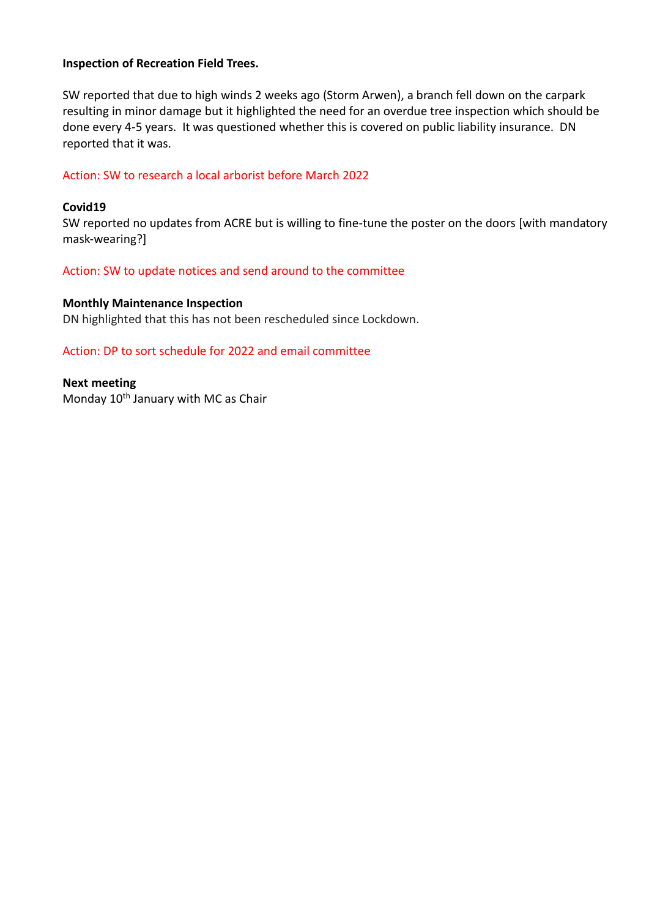**Inspection of Recreation Field Trees.**

SW reported that due to high winds 2 weeks ago (Storm Arwen), a branch fell down on the carpark resulting in minor damage but it highlighted the need for an overdue tree inspection which should be done every 4-5 years. It was questioned whether this is covered on public liability insurance. DN reported that it was.

Action: SW to research a local arborist before March 2022

**Covid19**

SW reported no updates from ACRE but is willing to fine-tune the poster on the doors [with mandatory mask-wearing?]

Action: SW to update notices and send around to the committee

**Monthly Maintenance Inspection**

DN highlighted that this has not been rescheduled since Lockdown.

Action: DP to sort schedule for 2022 and email committee

**Next meeting**

Monday 10th January with MC as Chair